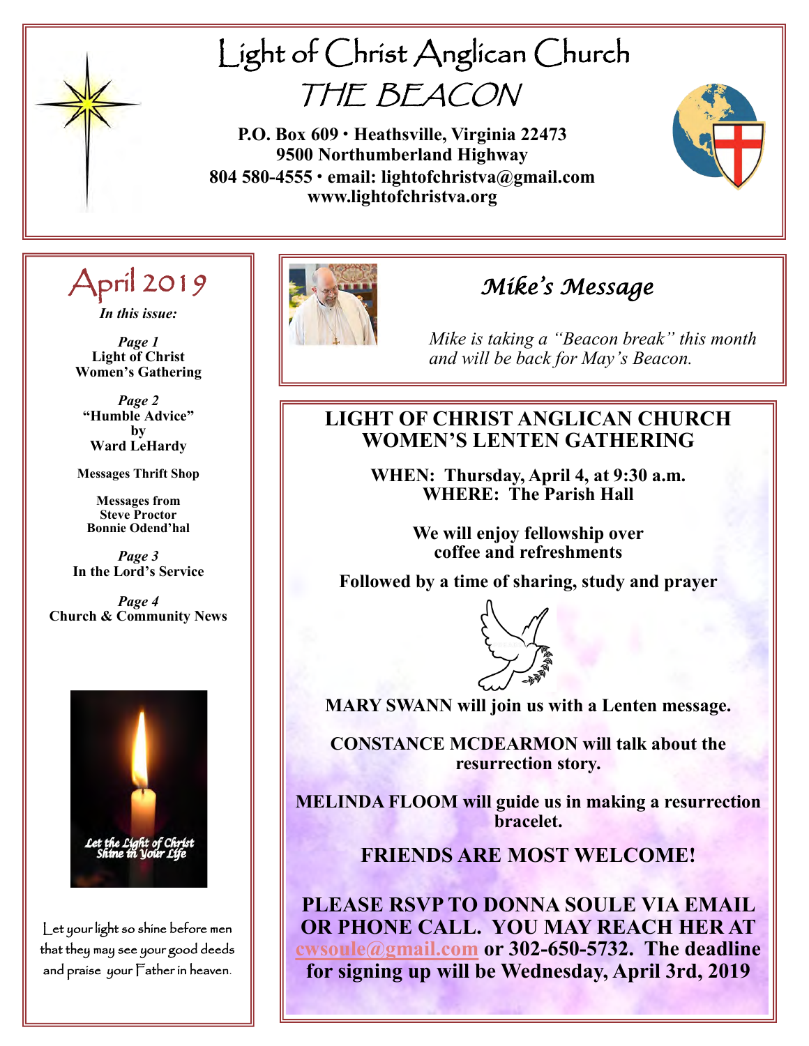# Light of Christ Anglican Church

## THE BEACON

**P.O. Box 609 • Heathsville, Virginia 22473**
**9500 Northumberland Highway**
**804 580-4555 • email: lightofchristva@gmail.com**
**www.lightofchristva.org**

## April 2019

***In this issue:***

***Page 1***
**Light of Christ Women's Gathering**

***Page 2***
**"Humble Advice" by Ward LeHardy**

**Messages Thrift Shop**

**Messages from Steve Proctor Bonnie Odend'hal**

***Page 3***
**In the Lord's Service**

***Page 4***
**Church & Community News**

*Let the Light of Christ Shine in Your Life*

Let your light so shine before men that they may see your good deeds and praise your Father in heaven.

## *Mike's Message*

*Mike is taking a "Beacon break" this month and will be back for May's Beacon.*

## LIGHT OF CHRIST ANGLICAN CHURCH WOMEN'S LENTEN GATHERING

**WHEN: Thursday, April 4, at 9:30 a.m.**
**WHERE: The Parish Hall**

**We will enjoy fellowship over coffee and refreshments**

**Followed by a time of sharing, study and prayer**

**MARY SWANN will join us with a Lenten message.**

**CONSTANCE MCDEARMON will talk about the resurrection story.**

**MELINDA FLOOM will guide us in making a resurrection bracelet.**

**FRIENDS ARE MOST WELCOME!**

**PLEASE RSVP TO DONNA SOULE VIA EMAIL OR PHONE CALL. YOU MAY REACH HER AT cwsoule@gmail.com or 302-650-5732. The deadline for signing up will be Wednesday, April 3rd, 2019**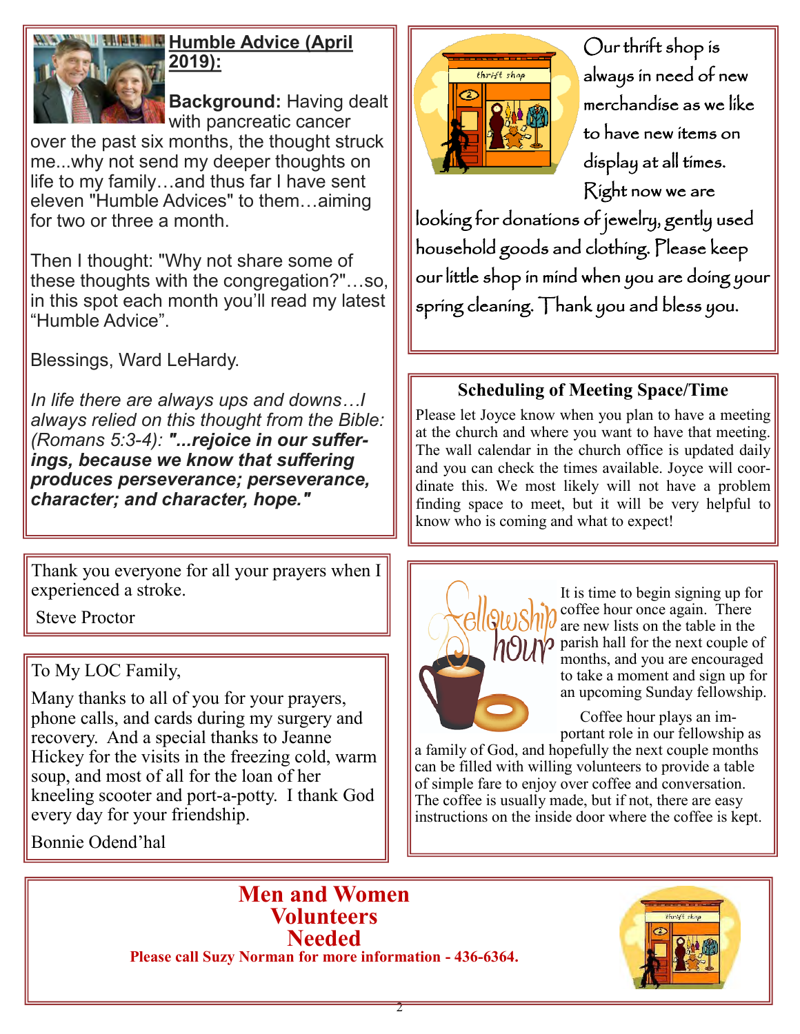## Humble Advice (April 2019):

**Background:** Having dealt with pancreatic cancer over the past six months, the thought struck me...why not send my deeper thoughts on life to my family…and thus far I have sent eleven "Humble Advices" to them…aiming for two or three a month.

Then I thought: "Why not share some of these thoughts with the congregation?"…so, in this spot each month you'll read my latest "Humble Advice".

Blessings, Ward LeHardy.

*In life there are always ups and downs…I always relied on this thought from the Bible: (Romans 5:3-4):* ***"...rejoice in our sufferings, because we know that suffering produces perseverance; perseverance, character; and character, hope."***

Thank you everyone for all your prayers when I experienced a stroke.

Steve Proctor

To My LOC Family,

Many thanks to all of you for your prayers, phone calls, and cards during my surgery and recovery. And a special thanks to Jeanne Hickey for the visits in the freezing cold, warm soup, and most of all for the loan of her kneeling scooter and port-a-potty. I thank God every day for your friendship.

Bonnie Odend'hal

Our thrift shop is always in need of new merchandise as we like to have new items on display at all times. Right now we are looking for donations of jewelry, gently used household goods and clothing. Please keep our little shop in mind when you are doing your spring cleaning. Thank you and bless you.

### Scheduling of Meeting Space/Time

Please let Joyce know when you plan to have a meeting at the church and where you want to have that meeting. The wall calendar in the church office is updated daily and you can check the times available. Joyce will coordinate this. We most likely will not have a problem finding space to meet, but it will be very helpful to know who is coming and what to expect!

### Fellowship Hour

It is time to begin signing up for coffee hour once again. There are new lists on the table in the parish hall for the next couple of months, and you are encouraged to take a moment and sign up for an upcoming Sunday fellowship.

Coffee hour plays an important role in our fellowship as a family of God, and hopefully the next couple months can be filled with willing volunteers to provide a table of simple fare to enjoy over coffee and conversation. The coffee is usually made, but if not, there are easy instructions on the inside door where the coffee is kept.

## Men and Women Volunteers Needed

**Please call Suzy Norman for more information - 436-6364.**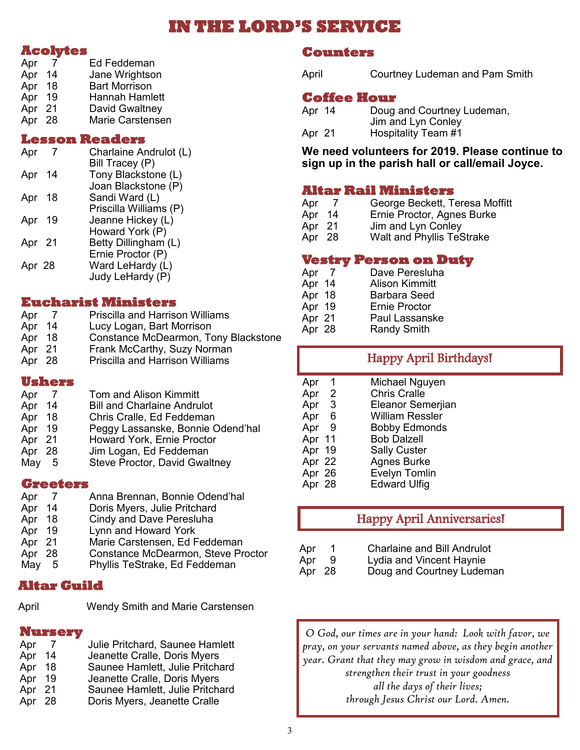# IN THE LORD'S SERVICE

## Acolytes

| | |
|---|---|
| Apr 7 | Ed Feddeman |
| Apr 14 | Jane Wrightson |
| Apr 18 | Bart Morrison |
| Apr 19 | Hannah Hamlett |
| Apr 21 | David Gwaltney |
| Apr 28 | Marie Carstensen |

## Lesson Readers

| | |
|---|---|
| Apr 7 | Charlaine Andrulot (L)<br>Bill Tracey (P) |
| Apr 14 | Tony Blackstone (L)<br>Joan Blackstone (P) |
| Apr 18 | Sandi Ward (L)<br>Priscilla Williams (P) |
| Apr 19 | Jeanne Hickey (L)<br>Howard York (P) |
| Apr 21 | Betty Dillingham (L)<br>Ernie Proctor (P) |
| Apr 28 | Ward LeHardy (L)<br>Judy LeHardy (P) |

## Eucharist Ministers

| | |
|---|---|
| Apr 7 | Priscilla and Harrison Williams |
| Apr 14 | Lucy Logan, Bart Morrison |
| Apr 18 | Constance McDearmon, Tony Blackstone |
| Apr 21 | Frank McCarthy, Suzy Norman |
| Apr 28 | Priscilla and Harrison Williams |

## Ushers

| | |
|---|---|
| Apr 7 | Tom and Alison Kimmitt |
| Apr 14 | Bill and Charlaine Andrulot |
| Apr 18 | Chris Cralle, Ed Feddeman |
| Apr 19 | Peggy Lassanske, Bonnie Odend'hal |
| Apr 21 | Howard York, Ernie Proctor |
| Apr 28 | Jim Logan, Ed Feddeman |
| May 5 | Steve Proctor, David Gwaltney |

## Greeters

| | |
|---|---|
| Apr 7 | Anna Brennan, Bonnie Odend'hal |
| Apr 14 | Doris Myers, Julie Pritchard |
| Apr 18 | Cindy and Dave Peresluha |
| Apr 19 | Lynn and Howard York |
| Apr 21 | Marie Carstensen, Ed Feddeman |
| Apr 28 | Constance McDearmon, Steve Proctor |
| May 5 | Phyllis TeStrake, Ed Feddeman |

## Altar Guild

| | |
|---|---|
| April | Wendy Smith and Marie Carstensen |

## Nursery

| | |
|---|---|
| Apr 7 | Julie Pritchard, Saunee Hamlett |
| Apr 14 | Jeanette Cralle, Doris Myers |
| Apr 18 | Saunee Hamlett, Julie Pritchard |
| Apr 19 | Jeanette Cralle, Doris Myers |
| Apr 21 | Saunee Hamlett, Julie Pritchard |
| Apr 28 | Doris Myers, Jeanette Cralle |

## Counters

| | |
|---|---|
| April | Courtney Ludeman and Pam Smith |

## Coffee Hour

| | |
|---|---|
| Apr 14 | Doug and Courtney Ludeman,<br>Jim and Lyn Conley |
| Apr 21 | Hospitality Team #1 |

**We need volunteers for 2019. Please continue to sign up in the parish hall or call/email Joyce.**

## Altar Rail Ministers

| | |
|---|---|
| Apr 7 | George Beckett, Teresa Moffitt |
| Apr 14 | Ernie Proctor, Agnes Burke |
| Apr 21 | Jim and Lyn Conley |
| Apr 28 | Walt and Phyllis TeStrake |

## Vestry Person on Duty

| | |
|---|---|
| Apr 7 | Dave Peresluha |
| Apr 14 | Alison Kimmitt |
| Apr 18 | Barbara Seed |
| Apr 19 | Ernie Proctor |
| Apr 21 | Paul Lassanske |
| Apr 28 | Randy Smith |

## Happy April Birthdays!

| | |
|---|---|
| Apr 1 | Michael Nguyen |
| Apr 2 | Chris Cralle |
| Apr 3 | Eleanor Semerjian |
| Apr 6 | William Ressler |
| Apr 9 | Bobby Edmonds |
| Apr 11 | Bob Dalzell |
| Apr 19 | Sally Custer |
| Apr 22 | Agnes Burke |
| Apr 26 | Evelyn Tomlin |
| Apr 28 | Edward Ulfig |

## Happy April Anniversaries!

| | |
|---|---|
| Apr 1 | Charlaine and Bill Andrulot |
| Apr 9 | Lydia and Vincent Haynie |
| Apr 28 | Doug and Courtney Ludeman |

*O God, our times are in your hand: Look with favor, we pray, on your servants named above, as they begin another year. Grant that they may grow in wisdom and grace, and strengthen their trust in your goodness all the days of their lives; through Jesus Christ our Lord. Amen.*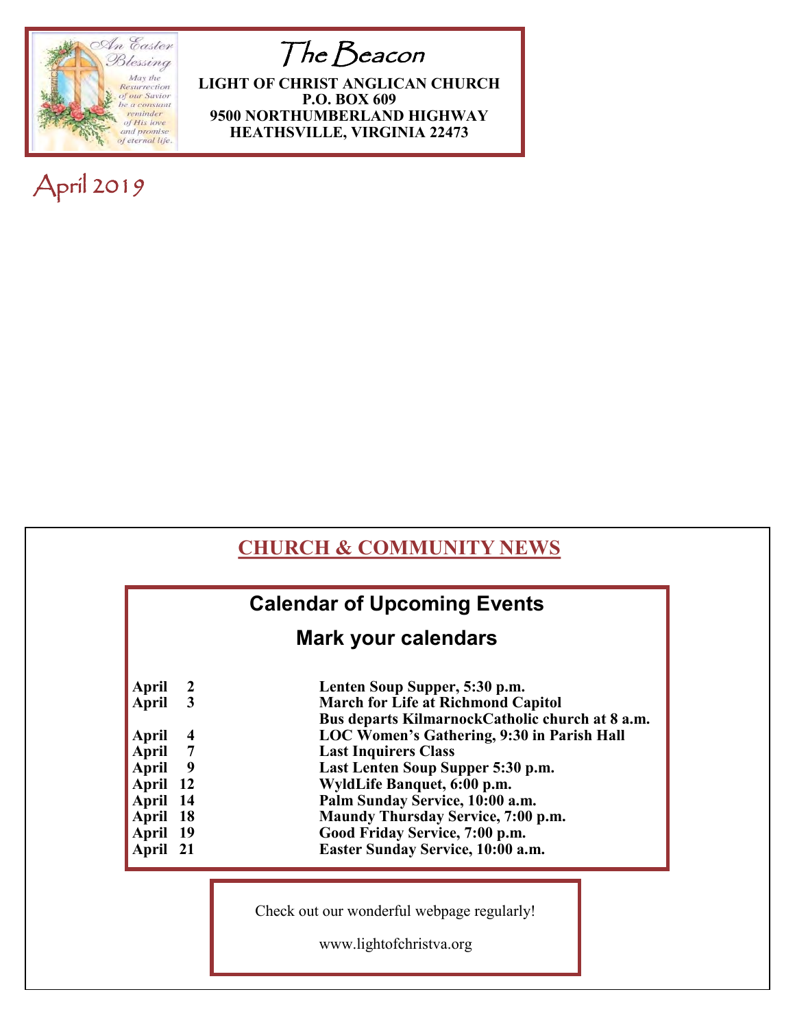# The Beacon

**LIGHT OF CHRIST ANGLICAN CHURCH**
**P.O. BOX 609**
**9500 NORTHUMBERLAND HIGHWAY**
**HEATHSVILLE, VIRGINIA 22473**

An Easter Blessing

May the Resurrection of our Savior be a constant reminder of His love and promise of eternal life.

## April 2019

## CHURCH & COMMUNITY NEWS

### Calendar of Upcoming Events

### Mark your calendars

| | |
|---|---|
| **April 2** | **Lenten Soup Supper, 5:30 p.m.** |
| **April 3** | **March for Life at Richmond Capitol** <br> **Bus departs KilmarnockCatholic church at 8 a.m.** |
| **April 4** | **LOC Women's Gathering, 9:30 in Parish Hall** |
| **April 7** | **Last Inquirers Class** |
| **April 9** | **Last Lenten Soup Supper 5:30 p.m.** |
| **April 12** | **WyldLife Banquet, 6:00 p.m.** |
| **April 14** | **Palm Sunday Service, 10:00 a.m.** |
| **April 18** | **Maundy Thursday Service, 7:00 p.m.** |
| **April 19** | **Good Friday Service, 7:00 p.m.** |
| **April 21** | **Easter Sunday Service, 10:00 a.m.** |

Check out our wonderful webpage regularly!

www.lightofchristva.org